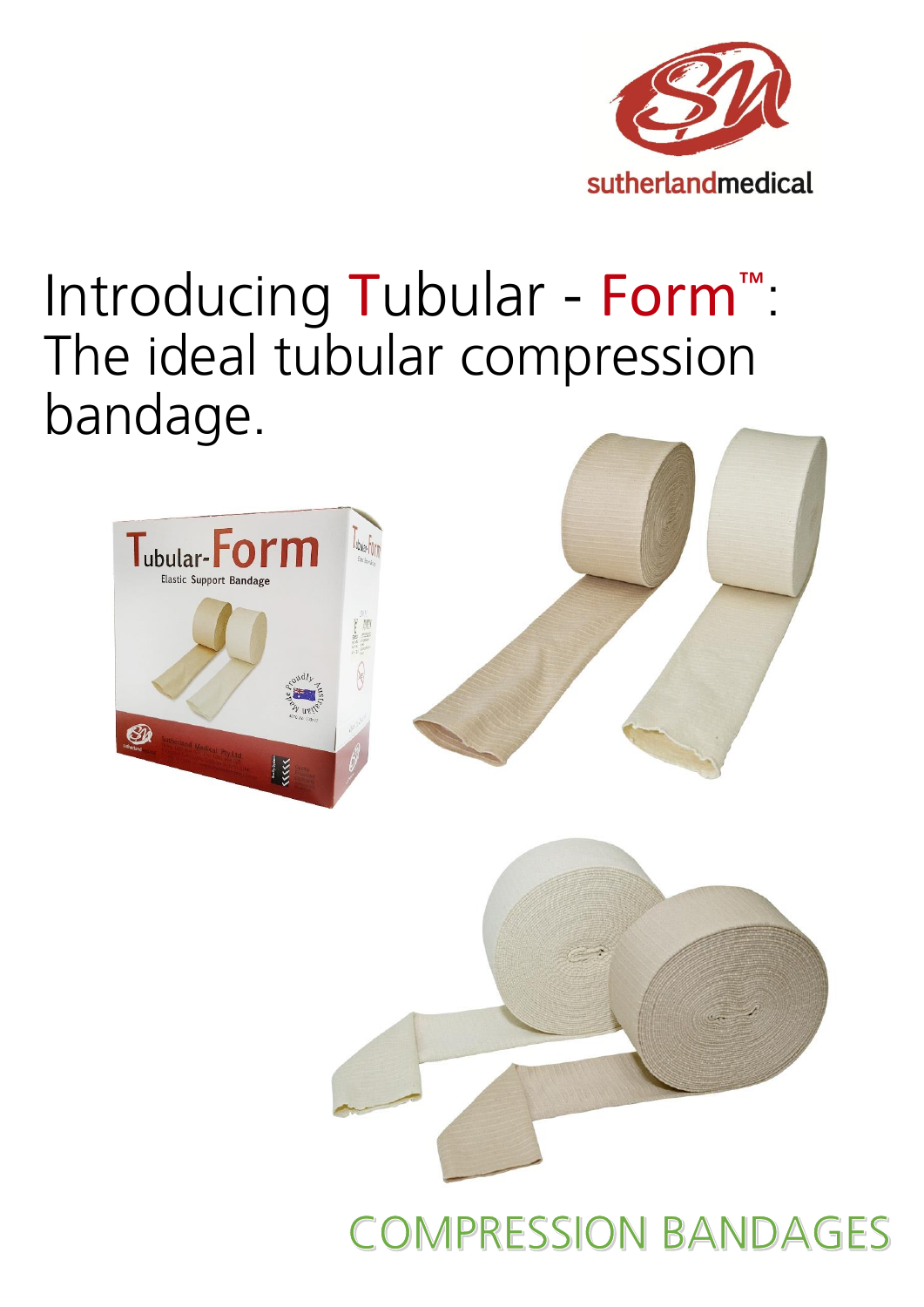sutherlandmedical

# Introducing Tubular - Form™: The ideal tubular compression bandage.

COMPRESSION BANDAGES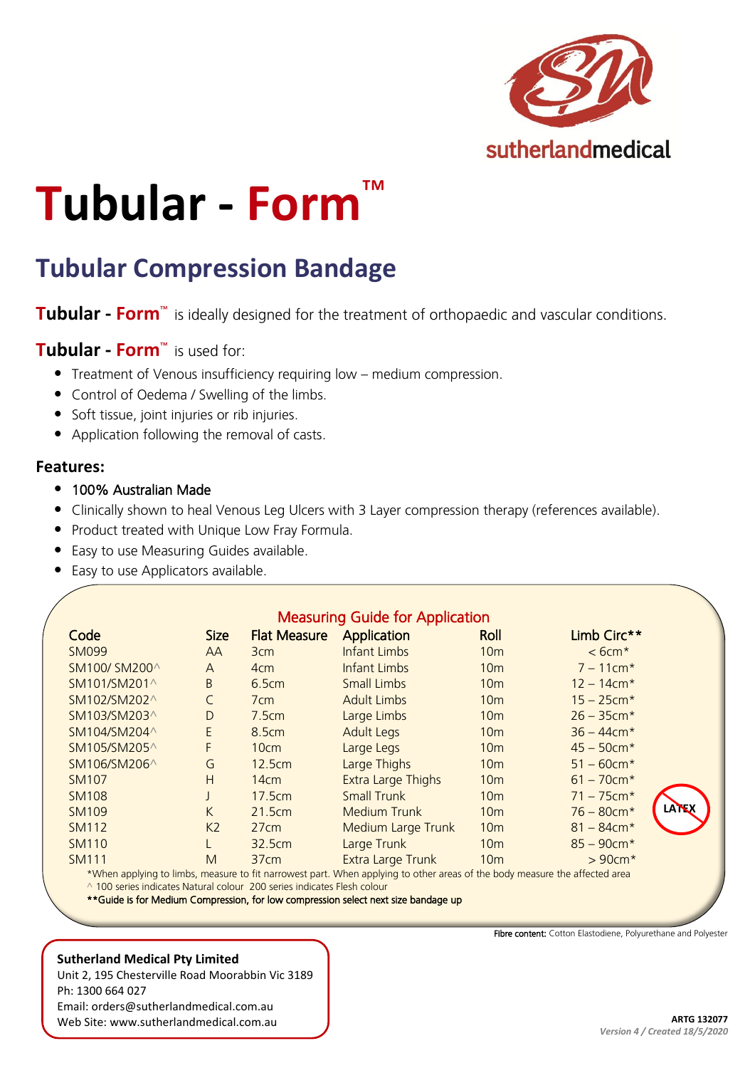sutherlandmedical

# Tubular - Form™

## Tubular Compression Bandage

**Tubular - Form**™ is ideally designed for the treatment of orthopaedic and vascular conditions.

**Tubular - Form**™ is used for:

- Treatment of Venous insufficiency requiring low – medium compression.
- Control of Oedema / Swelling of the limbs.
- Soft tissue, joint injuries or rib injuries.
- Application following the removal of casts.

### Features:

- 100% Australian Made
- Clinically shown to heal Venous Leg Ulcers with 3 Layer compression therapy (references available).
- Product treated with Unique Low Fray Formula.
- Easy to use Measuring Guides available.
- Easy to use Applicators available.

**Measuring Guide for Application**

| Code | Size | Flat Measure | Application | Roll | Limb Circ** |
|---|---|---|---|---|---|
| SM099 | AA | 3cm | Infant Limbs | 10m | < 6cm* |
| SM100/ SM200^ | A | 4cm | Infant Limbs | 10m | 7 – 11cm* |
| SM101/SM201^ | B | 6.5cm | Small Limbs | 10m | 12 – 14cm* |
| SM102/SM202^ | C | 7cm | Adult Limbs | 10m | 15 – 25cm* |
| SM103/SM203^ | D | 7.5cm | Large Limbs | 10m | 26 – 35cm* |
| SM104/SM204^ | E | 8.5cm | Adult Legs | 10m | 36 – 44cm* |
| SM105/SM205^ | F | 10cm | Large Legs | 10m | 45 – 50cm* |
| SM106/SM206^ | G | 12.5cm | Large Thighs | 10m | 51 – 60cm* |
| SM107 | H | 14cm | Extra Large Thighs | 10m | 61 – 70cm* |
| SM108 | J | 17.5cm | Small Trunk | 10m | 71 – 75cm* |
| SM109 | K | 21.5cm | Medium Trunk | 10m | 76 – 80cm* |
| SM112 | K2 | 27cm | Medium Large Trunk | 10m | 81 – 84cm* |
| SM110 | L | 32.5cm | Large Trunk | 10m | 85 – 90cm* |
| SM111 | M | 37cm | Extra Large Trunk | 10m | > 90cm* |

*When applying to limbs, measure to fit narrowest part. When applying to other areas of the body measure the affected area

^ 100 series indicates Natural colour 200 series indicates Flesh colour

**Guide is for Medium Compression, for low compression select next size bandage up

LATEX

**Fibre content:** Cotton Elastodiene, Polyurethane and Polyester

**Sutherland Medical Pty Limited**
Unit 2, 195 Chesterville Road Moorabbin Vic 3189
Ph: 1300 664 027
Email: orders@sutherlandmedical.com.au
Web Site: www.sutherlandmedical.com.au

**ARTG 132077**
*Version 4 / Created 18/5/2020*